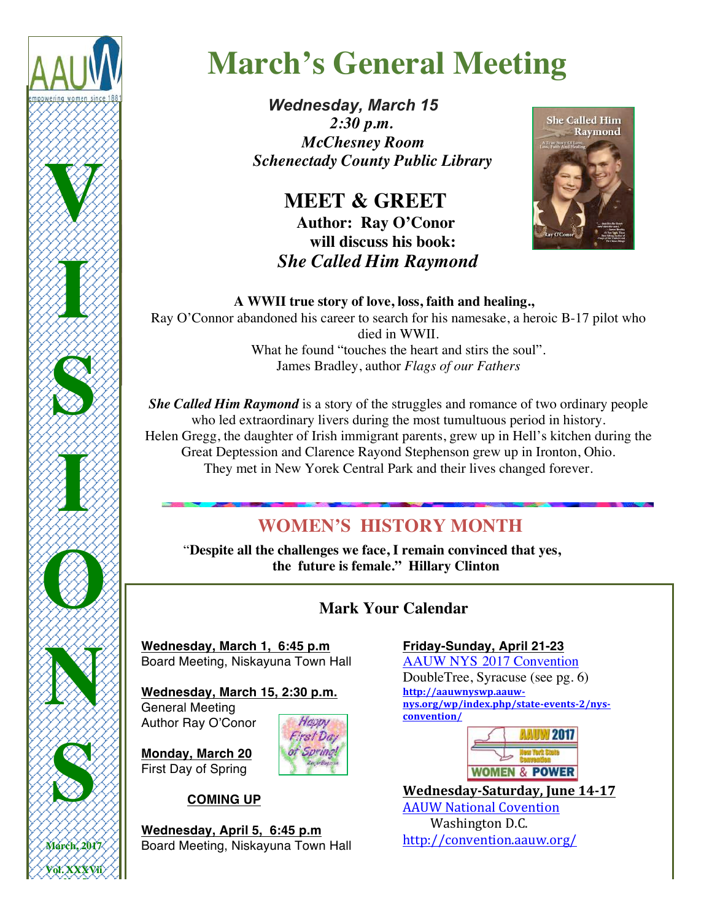AAUW

empowering women since 1881

VISIONS

March, 2017

Vol. XXXVii

# March's General Meeting

***Wednesday, March 15***
***2:30 p.m.***
***McChesney Room***
***Schenectady County Public Library***

## MEET & GREET

**Author: Ray O'Conor**
**will discuss his book:**
***She Called Him Raymond***

**A WWII true story of love, loss, faith and healing.,**

Ray O'Connor abandoned his career to search for his namesake, a heroic B-17 pilot who died in WWII.
What he found "touches the heart and stirs the soul".
James Bradley, author *Flags of our Fathers*

***She Called Him Raymond*** is a story of the struggles and romance of two ordinary people who led extraordinary livers during the most tumultuous period in history. Helen Gregg, the daughter of Irish immigrant parents, grew up in Hell's kitchen during the Great Deptession and Clarence Rayond Stephenson grew up in Ironton, Ohio. They met in New Yorek Central Park and their lives changed forever.

## WOMEN'S HISTORY MONTH

"**Despite all the challenges we face, I remain convinced that yes, the future is female." Hillary Clinton**

## Mark Your Calendar

**Wednesday, March 1, 6:45 p.m**
Board Meeting, Niskayuna Town Hall

**Wednesday, March 15, 2:30 p.m.**
General Meeting
Author Ray O'Conor

**Monday, March 20**
First Day of Spring

**COMING UP**

**Wednesday, April 5, 6:45 p.m**
Board Meeting, Niskayuna Town Hall

**Friday-Sunday, April 21-23**
AAUW NYS 2017 Convention
DoubleTree, Syracuse (see pg. 6)
**http://aauwnyswp.aauw-nys.org/wp/index.php/state-events-2/nys-convention/**

**Wednesday-Saturday, June 14-17**
AAUW National Covention
Washington D.C.
http://convention.aauw.org/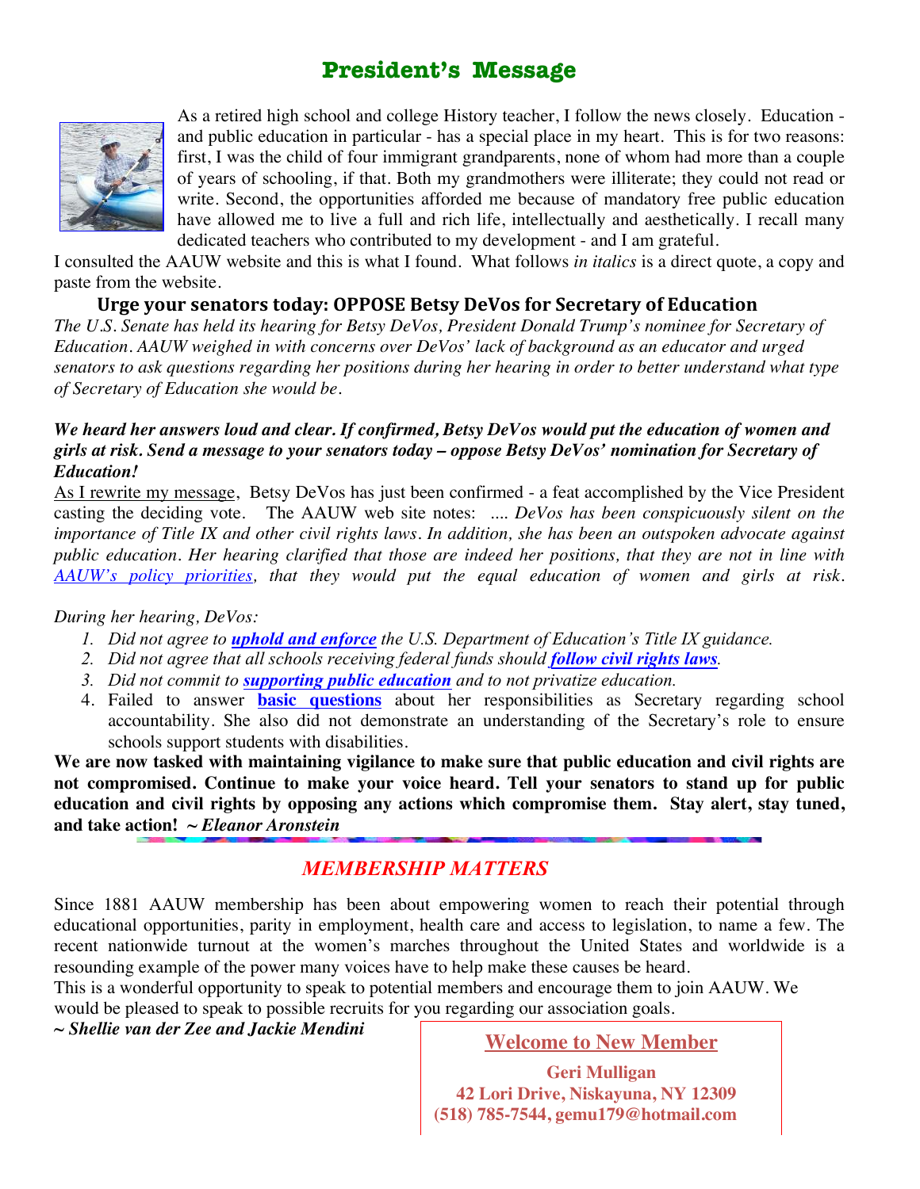# President's Message

As a retired high school and college History teacher, I follow the news closely. Education - and public education in particular - has a special place in my heart. This is for two reasons: first, I was the child of four immigrant grandparents, none of whom had more than a couple of years of schooling, if that. Both my grandmothers were illiterate; they could not read or write. Second, the opportunities afforded me because of mandatory free public education have allowed me to live a full and rich life, intellectually and aesthetically. I recall many dedicated teachers who contributed to my development - and I am grateful.

I consulted the AAUW website and this is what I found. What follows *in italics* is a direct quote, a copy and paste from the website.

**Urge your senators today: OPPOSE Betsy DeVos for Secretary of Education**

*The U.S. Senate has held its hearing for Betsy DeVos, President Donald Trump's nominee for Secretary of Education. AAUW weighed in with concerns over DeVos' lack of background as an educator and urged senators to ask questions regarding her positions during her hearing in order to better understand what type of Secretary of Education she would be.*

***We heard her answers loud and clear. If confirmed, Betsy DeVos would put the education of women and girls at risk. Send a message to your senators today – oppose Betsy DeVos' nomination for Secretary of Education!***

As I rewrite my message, Betsy DeVos has just been confirmed - a feat accomplished by the Vice President casting the deciding vote. The AAUW web site notes: .... *DeVos has been conspicuously silent on the importance of Title IX and other civil rights laws. In addition, she has been an outspoken advocate against public education. Her hearing clarified that those are indeed her positions, that they are not in line with AAUW's policy priorities, that they would put the equal education of women and girls at risk.*

*During her hearing, DeVos:*

1. *Did not agree to **uphold and enforce** the U.S. Department of Education's Title IX guidance.*
2. *Did not agree that all schools receiving federal funds should **follow civil rights laws**.*
3. *Did not commit to **supporting public education** and to not privatize education.*
4. Failed to answer **basic questions** about her responsibilities as Secretary regarding school accountability. She also did not demonstrate an understanding of the Secretary's role to ensure schools support students with disabilities.

**We are now tasked with maintaining vigilance to make sure that public education and civil rights are not compromised. Continue to make your voice heard. Tell your senators to stand up for public education and civil rights by opposing any actions which compromise them. Stay alert, stay tuned, and take action! *~ Eleanor Aronstein***

## *MEMBERSHIP MATTERS*

Since 1881 AAUW membership has been about empowering women to reach their potential through educational opportunities, parity in employment, health care and access to legislation, to name a few. The recent nationwide turnout at the women's marches throughout the United States and worldwide is a resounding example of the power many voices have to help make these causes be heard.

This is a wonderful opportunity to speak to potential members and encourage them to join AAUW. We would be pleased to speak to possible recruits for you regarding our association goals.

***~ Shellie van der Zee and Jackie Mendini***

**Welcome to New Member**

**Geri Mulligan**
**42 Lori Drive, Niskayuna, NY 12309**
**(518) 785-7544, gemu179@hotmail.com**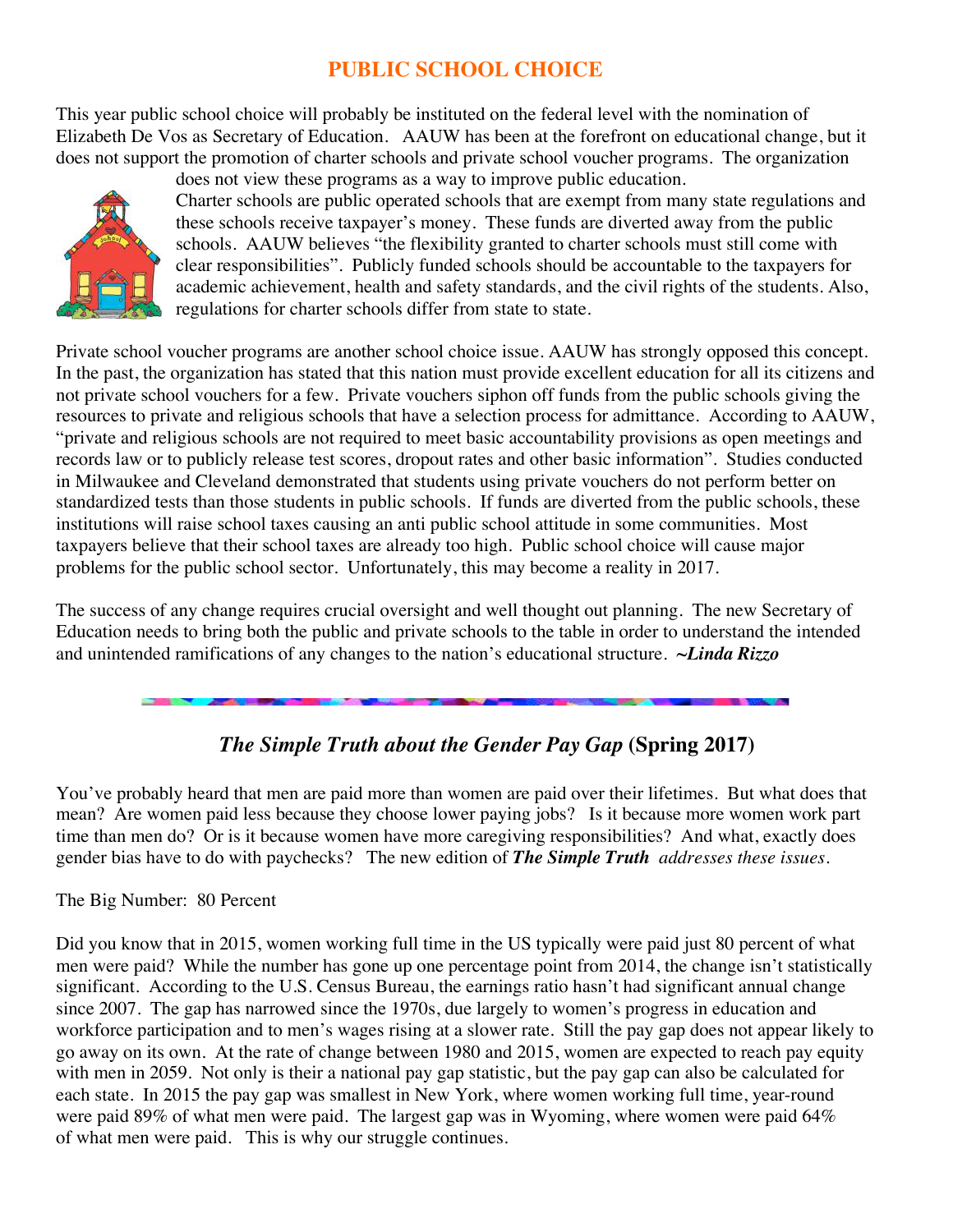## PUBLIC SCHOOL CHOICE

This year public school choice will probably be instituted on the federal level with the nomination of Elizabeth De Vos as Secretary of Education. AAUW has been at the forefront on educational change, but it does not support the promotion of charter schools and private school voucher programs. The organization does not view these programs as a way to improve public education.

Charter schools are public operated schools that are exempt from many state regulations and these schools receive taxpayer's money. These funds are diverted away from the public schools. AAUW believes "the flexibility granted to charter schools must still come with clear responsibilities". Publicly funded schools should be accountable to the taxpayers for academic achievement, health and safety standards, and the civil rights of the students. Also, regulations for charter schools differ from state to state.

Private school voucher programs are another school choice issue. AAUW has strongly opposed this concept. In the past, the organization has stated that this nation must provide excellent education for all its citizens and not private school vouchers for a few. Private vouchers siphon off funds from the public schools giving the resources to private and religious schools that have a selection process for admittance. According to AAUW, "private and religious schools are not required to meet basic accountability provisions as open meetings and records law or to publicly release test scores, dropout rates and other basic information". Studies conducted in Milwaukee and Cleveland demonstrated that students using private vouchers do not perform better on standardized tests than those students in public schools. If funds are diverted from the public schools, these institutions will raise school taxes causing an anti public school attitude in some communities. Most taxpayers believe that their school taxes are already too high. Public school choice will cause major problems for the public school sector. Unfortunately, this may become a reality in 2017.

The success of any change requires crucial oversight and well thought out planning. The new Secretary of Education needs to bring both the public and private schools to the table in order to understand the intended and unintended ramifications of any changes to the nation's educational structure. ***~Linda Rizzo***

## *The Simple Truth about the Gender Pay Gap* (Spring 2017)

You've probably heard that men are paid more than women are paid over their lifetimes. But what does that mean? Are women paid less because they choose lower paying jobs? Is it because more women work part time than men do? Or is it because women have more caregiving responsibilities? And what, exactly does gender bias have to do with paychecks? The new edition of ***The Simple Truth*** *addresses these issues.*

The Big Number: 80 Percent

Did you know that in 2015, women working full time in the US typically were paid just 80 percent of what men were paid? While the number has gone up one percentage point from 2014, the change isn't statistically significant. According to the U.S. Census Bureau, the earnings ratio hasn't had significant annual change since 2007. The gap has narrowed since the 1970s, due largely to women's progress in education and workforce participation and to men's wages rising at a slower rate. Still the pay gap does not appear likely to go away on its own. At the rate of change between 1980 and 2015, women are expected to reach pay equity with men in 2059. Not only is their a national pay gap statistic, but the pay gap can also be calculated for each state. In 2015 the pay gap was smallest in New York, where women working full time, year-round were paid 89% of what men were paid. The largest gap was in Wyoming, where women were paid 64% of what men were paid. This is why our struggle continues.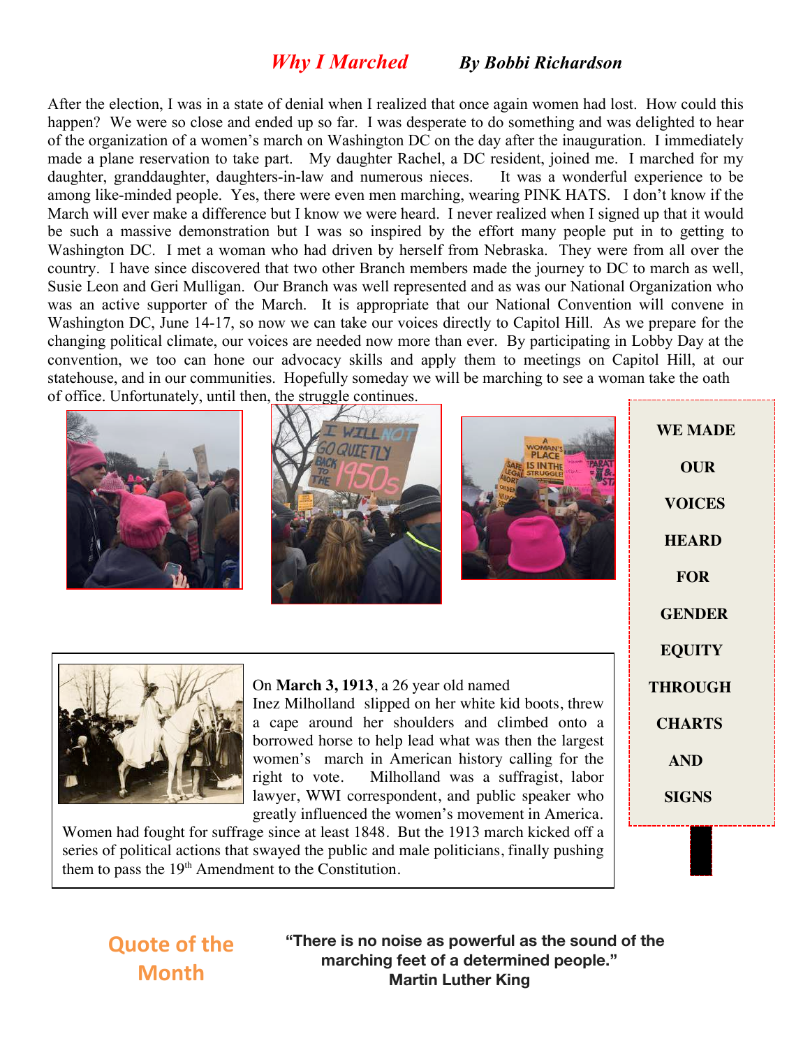## *Why I Marched* — *By Bobbi Richardson*

After the election, I was in a state of denial when I realized that once again women had lost. How could this happen? We were so close and ended up so far. I was desperate to do something and was delighted to hear of the organization of a women's march on Washington DC on the day after the inauguration. I immediately made a plane reservation to take part. My daughter Rachel, a DC resident, joined me. I marched for my daughter, granddaughter, daughters-in-law and numerous nieces. It was a wonderful experience to be among like-minded people. Yes, there were even men marching, wearing PINK HATS. I don't know if the March will ever make a difference but I know we were heard. I never realized when I signed up that it would be such a massive demonstration but I was so inspired by the effort many people put in to getting to Washington DC. I met a woman who had driven by herself from Nebraska. They were from all over the country. I have since discovered that two other Branch members made the journey to DC to march as well, Susie Leon and Geri Mulligan. Our Branch was well represented and as was our National Organization who was an active supporter of the March. It is appropriate that our National Convention will convene in Washington DC, June 14-17, so now we can take our voices directly to Capitol Hill. As we prepare for the changing political climate, our voices are needed now more than ever. By participating in Lobby Day at the convention, we too can hone our advocacy skills and apply them to meetings on Capitol Hill, at our statehouse, and in our communities. Hopefully someday we will be marching to see a woman take the oath of office. Unfortunately, until then, the struggle continues.

**WE MADE OUR VOICES HEARD FOR GENDER EQUITY THROUGH CHARTS AND SIGNS**

On **March 3, 1913**, a 26 year old named Inez Milholland slipped on her white kid boots, threw a cape around her shoulders and climbed onto a borrowed horse to help lead what was then the largest women's march in American history calling for the right to vote. Milholland was a suffragist, labor lawyer, WWI correspondent, and public speaker who greatly influenced the women's movement in America. Women had fought for suffrage since at least 1848. But the 1913 march kicked off a series of political actions that swayed the public and male politicians, finally pushing them to pass the 19th Amendment to the Constitution.

**Quote of the Month**

**"There is no noise as powerful as the sound of the marching feet of a determined people."**
**Martin Luther King**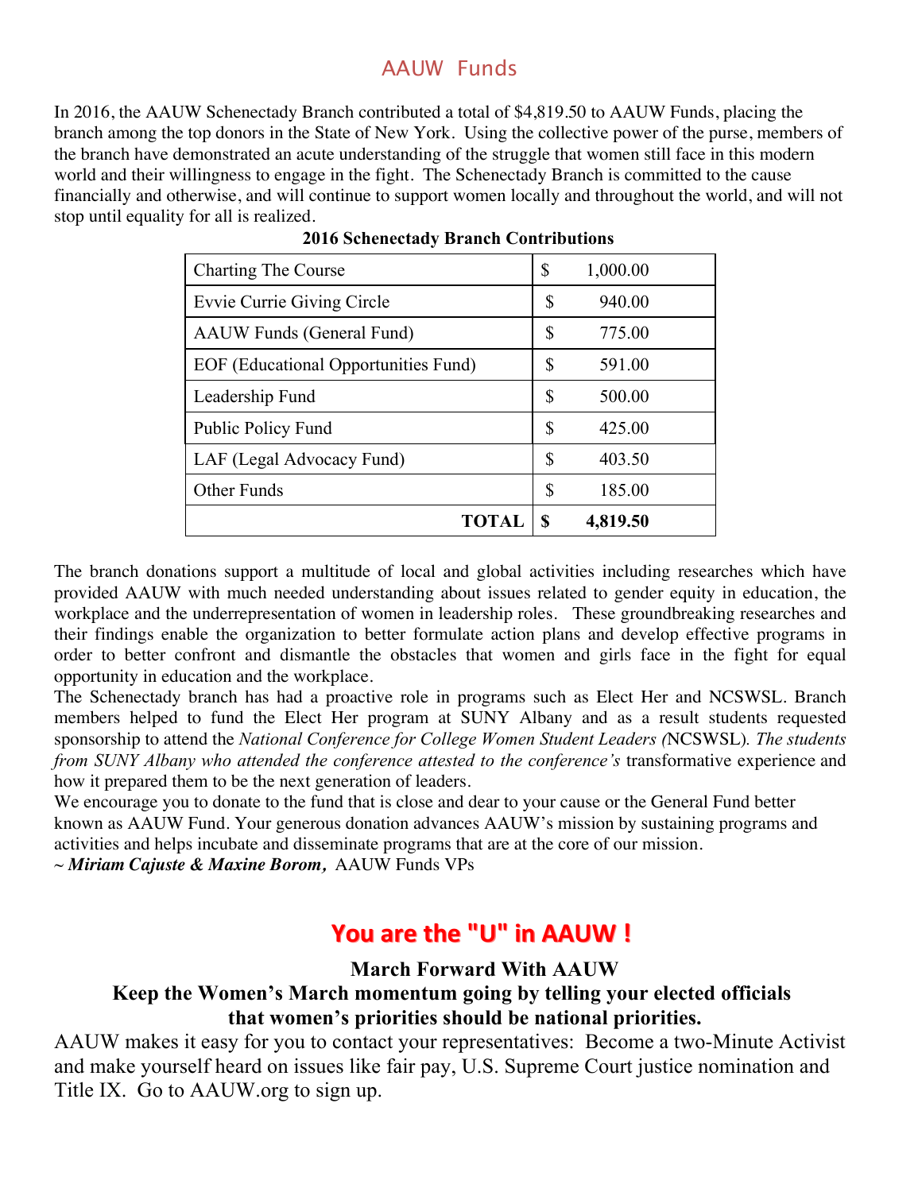## AAUW Funds

In 2016, the AAUW Schenectady Branch contributed a total of $4,819.50 to AAUW Funds, placing the branch among the top donors in the State of New York. Using the collective power of the purse, members of the branch have demonstrated an acute understanding of the struggle that women still face in this modern world and their willingness to engage in the fight. The Schenectady Branch is committed to the cause financially and otherwise, and will continue to support women locally and throughout the world, and will not stop until equality for all is realized.

**2016 Schenectady Branch Contributions**

| | |
|---|---|
| Charting The Course | $ 1,000.00 |
| Evvie Currie Giving Circle | $ 940.00 |
| AAUW Funds (General Fund) | $ 775.00 |
| EOF (Educational Opportunities Fund) | $ 591.00 |
| Leadership Fund | $ 500.00 |
| Public Policy Fund | $ 425.00 |
| LAF (Legal Advocacy Fund) | $ 403.50 |
| Other Funds | $ 185.00 |
| **TOTAL** | **$ 4,819.50** |

The branch donations support a multitude of local and global activities including researches which have provided AAUW with much needed understanding about issues related to gender equity in education, the workplace and the underrepresentation of women in leadership roles. These groundbreaking researches and their findings enable the organization to better formulate action plans and develop effective programs in order to better confront and dismantle the obstacles that women and girls face in the fight for equal opportunity in education and the workplace.

The Schenectady branch has had a proactive role in programs such as Elect Her and NCSWSL. Branch members helped to fund the Elect Her program at SUNY Albany and as a result students requested sponsorship to attend the *National Conference for College Women Student Leaders (*NCSWSL). *The students from SUNY Albany who attended the conference attested to the conference's* transformative experience and how it prepared them to be the next generation of leaders.

We encourage you to donate to the fund that is close and dear to your cause or the General Fund better known as AAUW Fund. Your generous donation advances AAUW's mission by sustaining programs and activities and helps incubate and disseminate programs that are at the core of our mission.

~ ***Miriam Cajuste & Maxine Borom,*** AAUW Funds VPs

## You are the "U" in AAUW !

**March Forward With AAUW**

**Keep the Women's March momentum going by telling your elected officials that women's priorities should be national priorities.**

AAUW makes it easy for you to contact your representatives: Become a two-Minute Activist and make yourself heard on issues like fair pay, U.S. Supreme Court justice nomination and Title IX. Go to AAUW.org to sign up.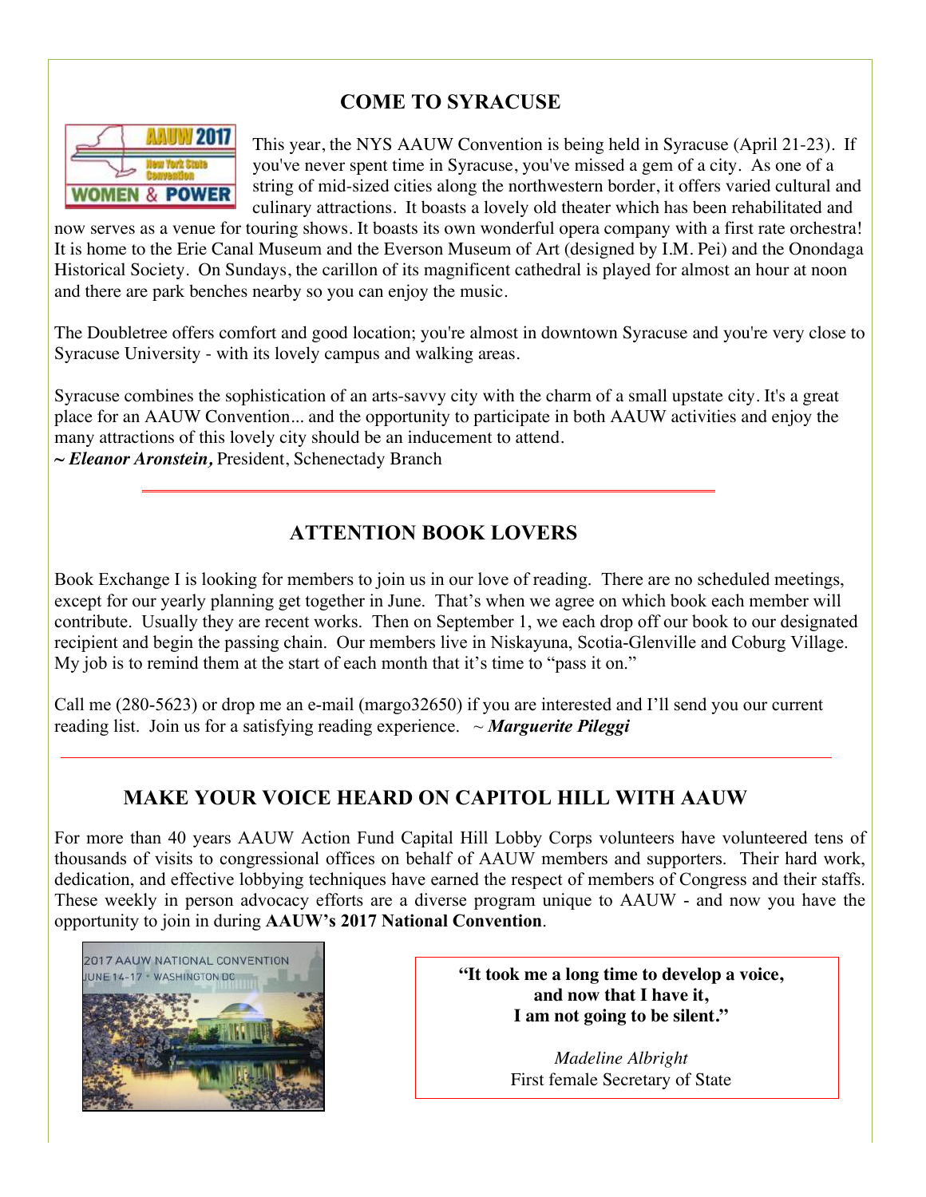## COME TO SYRACUSE

This year, the NYS AAUW Convention is being held in Syracuse (April 21-23). If you've never spent time in Syracuse, you've missed a gem of a city. As one of a string of mid-sized cities along the northwestern border, it offers varied cultural and culinary attractions. It boasts a lovely old theater which has been rehabilitated and now serves as a venue for touring shows. It boasts its own wonderful opera company with a first rate orchestra! It is home to the Erie Canal Museum and the Everson Museum of Art (designed by I.M. Pei) and the Onondaga Historical Society. On Sundays, the carillon of its magnificent cathedral is played for almost an hour at noon and there are park benches nearby so you can enjoy the music.

The Doubletree offers comfort and good location; you're almost in downtown Syracuse and you're very close to Syracuse University - with its lovely campus and walking areas.

Syracuse combines the sophistication of an arts-savvy city with the charm of a small upstate city. It's a great place for an AAUW Convention... and the opportunity to participate in both AAUW activities and enjoy the many attractions of this lovely city should be an inducement to attend.

*~ **Eleanor Aronstein,*** President, Schenectady Branch

---

## ATTENTION BOOK LOVERS

Book Exchange I is looking for members to join us in our love of reading. There are no scheduled meetings, except for our yearly planning get together in June. That's when we agree on which book each member will contribute. Usually they are recent works. Then on September 1, we each drop off our book to our designated recipient and begin the passing chain. Our members live in Niskayuna, Scotia-Glenville and Coburg Village. My job is to remind them at the start of each month that it's time to "pass it on."

Call me (280-5623) or drop me an e-mail (margo32650) if you are interested and I'll send you our current reading list. Join us for a satisfying reading experience. ~ ***Marguerite Pileggi***

---

## MAKE YOUR VOICE HEARD ON CAPITOL HILL WITH AAUW

For more than 40 years AAUW Action Fund Capital Hill Lobby Corps volunteers have volunteered tens of thousands of visits to congressional offices on behalf of AAUW members and supporters. Their hard work, dedication, and effective lobbying techniques have earned the respect of members of Congress and their staffs. These weekly in person advocacy efforts are a diverse program unique to AAUW - and now you have the opportunity to join in during **AAUW's 2017 National Convention**.

**"It took me a long time to develop a voice, and now that I have it, I am not going to be silent."**

*Madeline Albright*
First female Secretary of State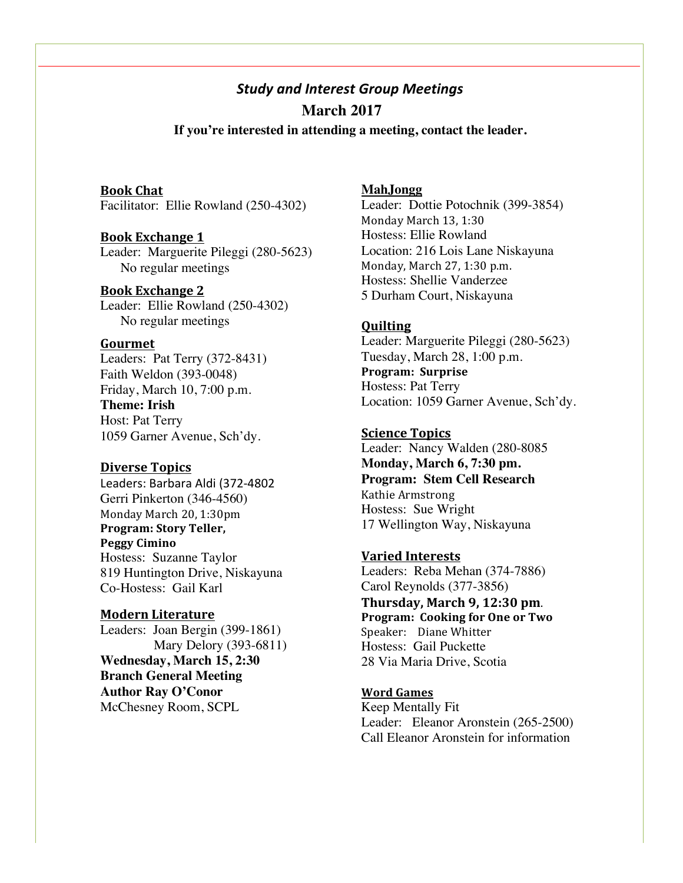## *Study and Interest Group Meetings*

### March 2017

**If you're interested in attending a meeting, contact the leader.**

**Book Chat**
Facilitator: Ellie Rowland (250-4302)

**Book Exchange 1**
Leader: Marguerite Pileggi (280-5623)
No regular meetings

**Book Exchange 2**
Leader: Ellie Rowland (250-4302)
No regular meetings

**Gourmet**
Leaders: Pat Terry (372-8431)
Faith Weldon (393-0048)
Friday, March 10, 7:00 p.m.
**Theme: Irish**
Host: Pat Terry
1059 Garner Avenue, Sch'dy.

**Diverse Topics**
Leaders: Barbara Aldi (372-4802
Gerri Pinkerton (346-4560)
Monday March 20, 1:30pm
**Program: Story Teller,**
**Peggy Cimino**
Hostess: Suzanne Taylor
819 Huntington Drive, Niskayuna
Co-Hostess: Gail Karl

**Modern Literature**
Leaders: Joan Bergin (399-1861)
Mary Delory (393-6811)
**Wednesday, March 15, 2:30**
**Branch General Meeting**
**Author Ray O'Conor**
McChesney Room, SCPL

**MahJongg**
Leader: Dottie Potochnik (399-3854)
Monday March 13, 1:30
Hostess: Ellie Rowland
Location: 216 Lois Lane Niskayuna
Monday, March 27, 1:30 p.m.
Hostess: Shellie Vanderzee
5 Durham Court, Niskayuna

**Quilting**
Leader: Marguerite Pileggi (280-5623)
Tuesday, March 28, 1:00 p.m.
**Program: Surprise**
Hostess: Pat Terry
Location: 1059 Garner Avenue, Sch'dy.

**Science Topics**
Leader: Nancy Walden (280-8085
**Monday, March 6, 7:30 pm.**
**Program: Stem Cell Research**
Kathie Armstrong
Hostess: Sue Wright
17 Wellington Way, Niskayuna

**Varied Interests**
Leaders: Reba Mehan (374-7886)
Carol Reynolds (377-3856)
**Thursday, March 9, 12:30 pm**.
**Program: Cooking for One or Two**
Speaker: Diane Whitter
Hostess: Gail Puckette
28 Via Maria Drive, Scotia

**Word Games**
Keep Mentally Fit
Leader: Eleanor Aronstein (265-2500)
Call Eleanor Aronstein for information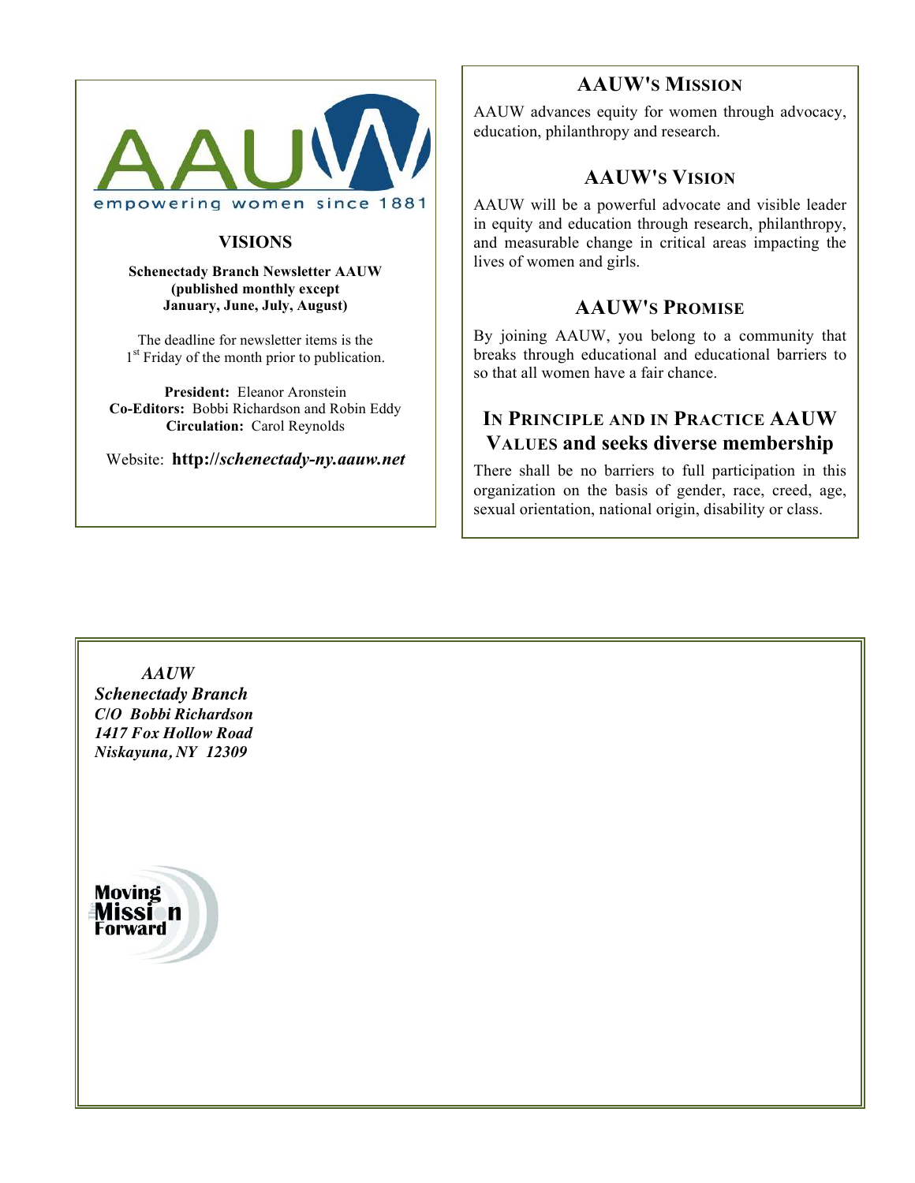AAUW

empowering women since 1881

## VISIONS

**Schenectady Branch Newsletter AAUW (published monthly except January, June, July, August)**

The deadline for newsletter items is the 1st Friday of the month prior to publication.

**President:** Eleanor Aronstein
**Co-Editors:** Bobbi Richardson and Robin Eddy
**Circulation:** Carol Reynolds

Website: ***http://schenectady-ny.aauw.net***

## AAUW's Mission

AAUW advances equity for women through advocacy, education, philanthropy and research.

## AAUW's Vision

AAUW will be a powerful advocate and visible leader in equity and education through research, philanthropy, and measurable change in critical areas impacting the lives of women and girls.

## AAUW's Promise

By joining AAUW, you belong to a community that breaks through educational and educational barriers to so that all women have a fair chance.

## In Principle and in Practice AAUW Values and seeks diverse membership

There shall be no barriers to full participation in this organization on the basis of gender, race, creed, age, sexual orientation, national origin, disability or class.

***AAUW***
***Schenectady Branch***
***C/O Bobbi Richardson***
***1417 Fox Hollow Road***
***Niskayuna, NY 12309***

Moving Mission Forward